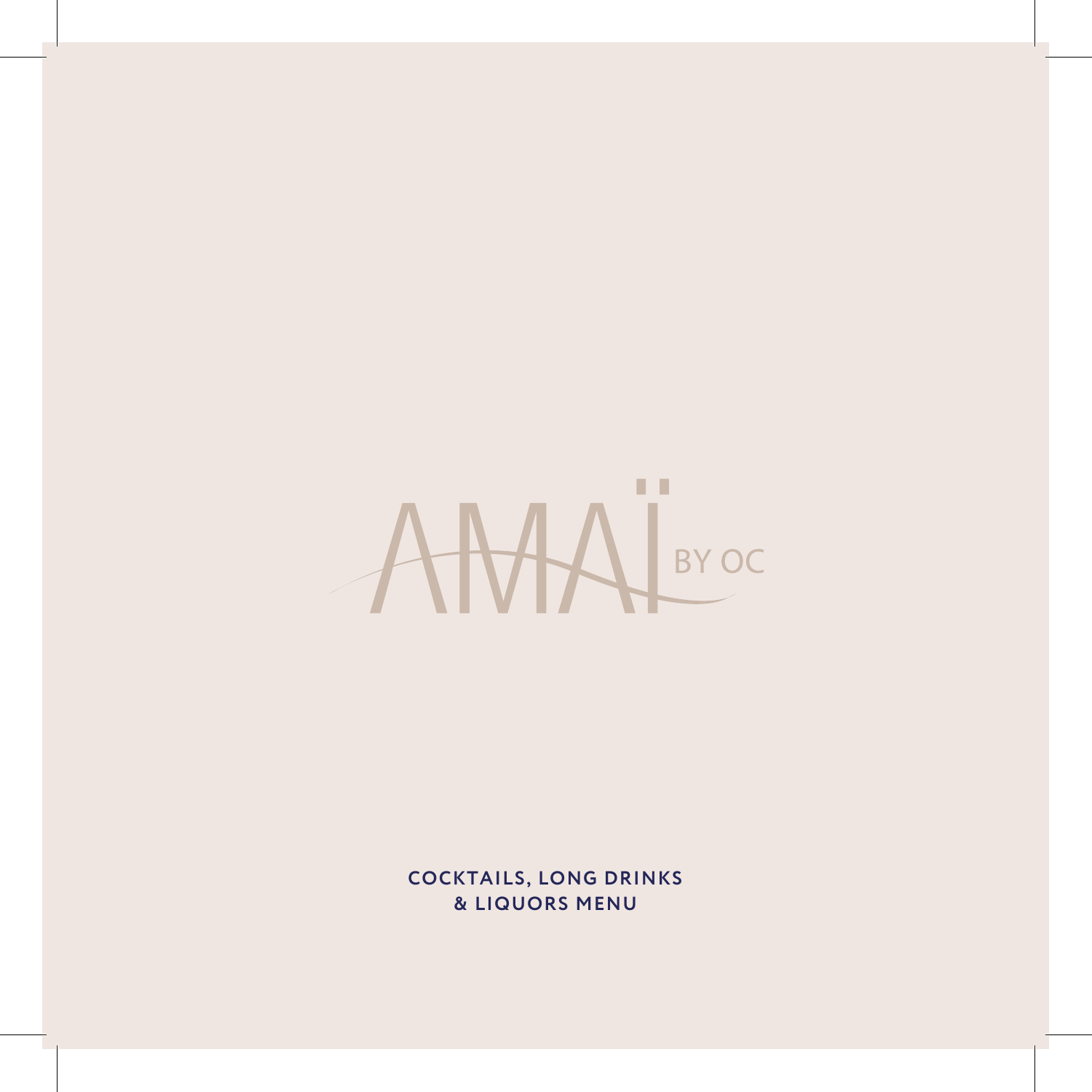# AMAÏ BY OC

**COCKTAILS, LONG DRINKS & LIQUORS MENU**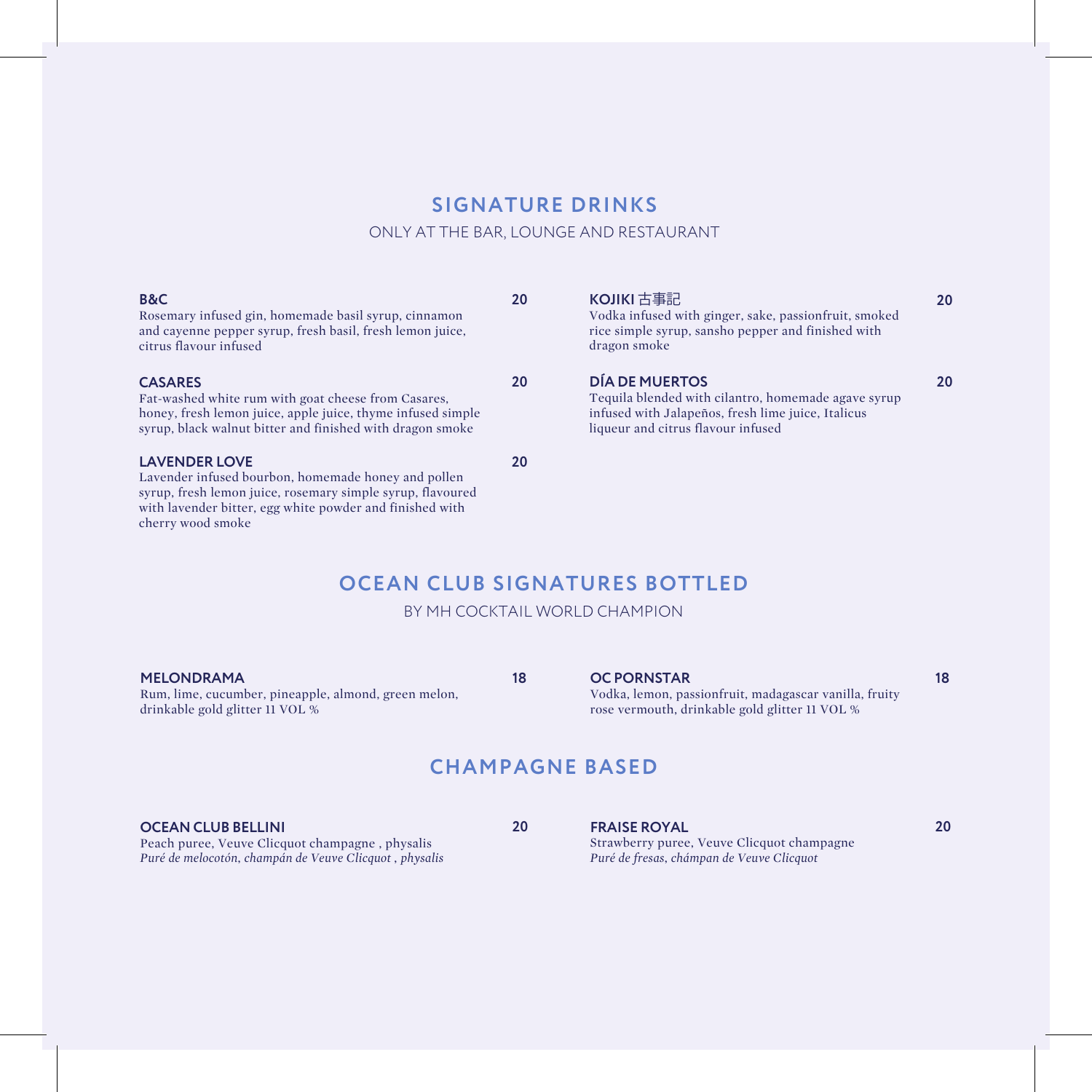## SIGNATURE DRINKS

ONLY AT THE BAR, LOUNGE AND RESTAURANT

**B&C** **20**
Rosemary infused gin, homemade basil syrup, cinnamon and cayenne pepper syrup, fresh basil, fresh lemon juice, citrus flavour infused

**CASARES** **20**
Fat-washed white rum with goat cheese from Casares, honey, fresh lemon juice, apple juice, thyme infused simple syrup, black walnut bitter and finished with dragon smoke

**LAVENDER LOVE** **20**
Lavender infused bourbon, homemade honey and pollen syrup, fresh lemon juice, rosemary simple syrup, flavoured with lavender bitter, egg white powder and finished with cherry wood smoke

**KOJIKI 古事記** **20**
Vodka infused with ginger, sake, passionfruit, smoked rice simple syrup, sansho pepper and finished with dragon smoke

**DÍA DE MUERTOS** **20**
Tequila blended with cilantro, homemade agave syrup infused with Jalapeños, fresh lime juice, Italicus liqueur and citrus flavour infused

## OCEAN CLUB SIGNATURES BOTTLED

BY MH COCKTAIL WORLD CHAMPION

**MELONDRAMA** **18**
Rum, lime, cucumber, pineapple, almond, green melon, drinkable gold glitter 11 VOL %

**OC PORNSTAR** **18**
Vodka, lemon, passionfruit, madagascar vanilla, fruity rose vermouth, drinkable gold glitter 11 VOL %

## CHAMPAGNE BASED

**OCEAN CLUB BELLINI** **20**
Peach puree, Veuve Clicquot champagne , physalis
*Puré de melocotón, champán de Veuve Clicquot , physalis*

**FRAISE ROYAL** **20**
Strawberry puree, Veuve Clicquot champagne
*Puré de fresas, chámpan de Veuve Clicquot*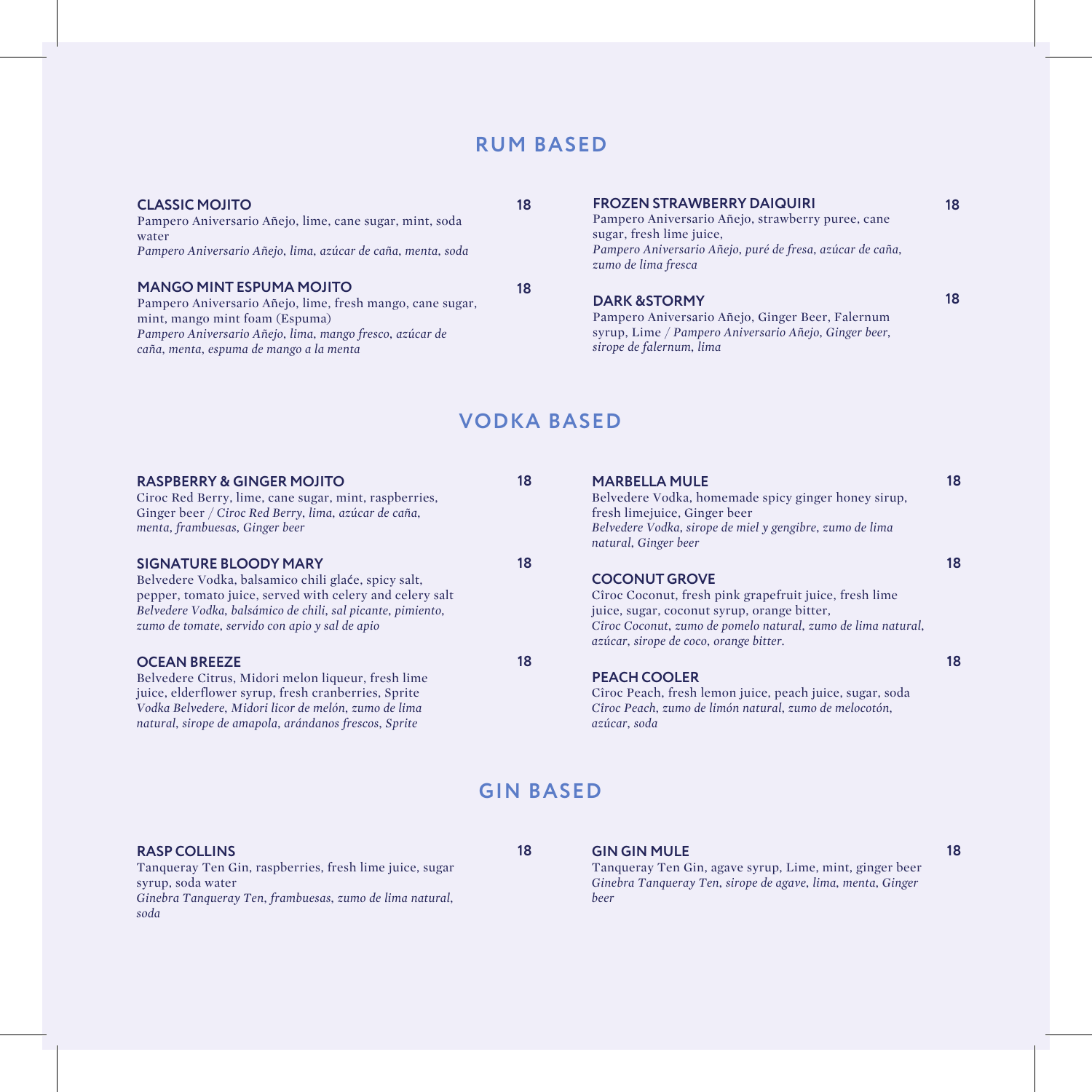## RUM BASED

### CLASSIC MOJITO — 18

Pampero Aniversario Añejo, lime, cane sugar, mint, soda water
*Pampero Aniversario Añejo, lima, azúcar de caña, menta, soda*

### MANGO MINT ESPUMA MOJITO — 18

Pampero Aniversario Añejo, lime, fresh mango, cane sugar, mint, mango mint foam (Espuma)
*Pampero Aniversario Añejo, lima, mango fresco, azúcar de caña, menta, espuma de mango a la menta*

### FROZEN STRAWBERRY DAIQUIRI — 18

Pampero Aniversario Añejo, strawberry puree, cane sugar, fresh lime juice,
*Pampero Aniversario Añejo, puré de fresa, azúcar de caña, zumo de lima fresca*

### DARK &STORMY — 18

Pampero Aniversario Añejo, Ginger Beer, Falernum syrup, Lime / *Pampero Aniversario Añejo, Ginger beer, sirope de falernum, lima*

## VODKA BASED

### RASPBERRY & GINGER MOJITO — 18

Ciroc Red Berry, lime, cane sugar, mint, raspberries, Ginger beer / *Ciroc Red Berry, lima, azúcar de caña, menta, frambuesas, Ginger beer*

### SIGNATURE BLOODY MARY — 18

Belvedere Vodka, balsamico chili glaće, spicy salt, pepper, tomato juice, served with celery and celery salt
*Belvedere Vodka, balsámico de chili, sal picante, pimiento, zumo de tomate, servido con apio y sal de apio*

### OCEAN BREEZE — 18

Belvedere Citrus, Midori melon liqueur, fresh lime juice, elderflower syrup, fresh cranberries, Sprite
*Vodka Belvedere, Midori licor de melón, zumo de lima natural, sirope de amapola, arándanos frescos, Sprite*

### MARBELLA MULE — 18

Belvedere Vodka, homemade spicy ginger honey sirup, fresh limejuice, Ginger beer
*Belvedere Vodka, sirope de miel y gengibre, zumo de lima natural, Ginger beer*

### COCONUT GROVE — 18

Cîroc Coconut, fresh pink grapefruit juice, fresh lime juice, sugar, coconut syrup, orange bitter,
*Cîroc Coconut, zumo de pomelo natural, zumo de lima natural, azúcar, sirope de coco, orange bitter.*

### PEACH COOLER — 18

Cîroc Peach, fresh lemon juice, peach juice, sugar, soda
*Cîroc Peach, zumo de limón natural, zumo de melocotón, azúcar, soda*

## GIN BASED

### RASP COLLINS — 18

Tanqueray Ten Gin, raspberries, fresh lime juice, sugar syrup, soda water
*Ginebra Tanqueray Ten, frambuesas, zumo de lima natural, soda*

### GIN GIN MULE — 18

Tanqueray Ten Gin, agave syrup, Lime, mint, ginger beer
*Ginebra Tanqueray Ten, sirope de agave, lima, menta, Ginger beer*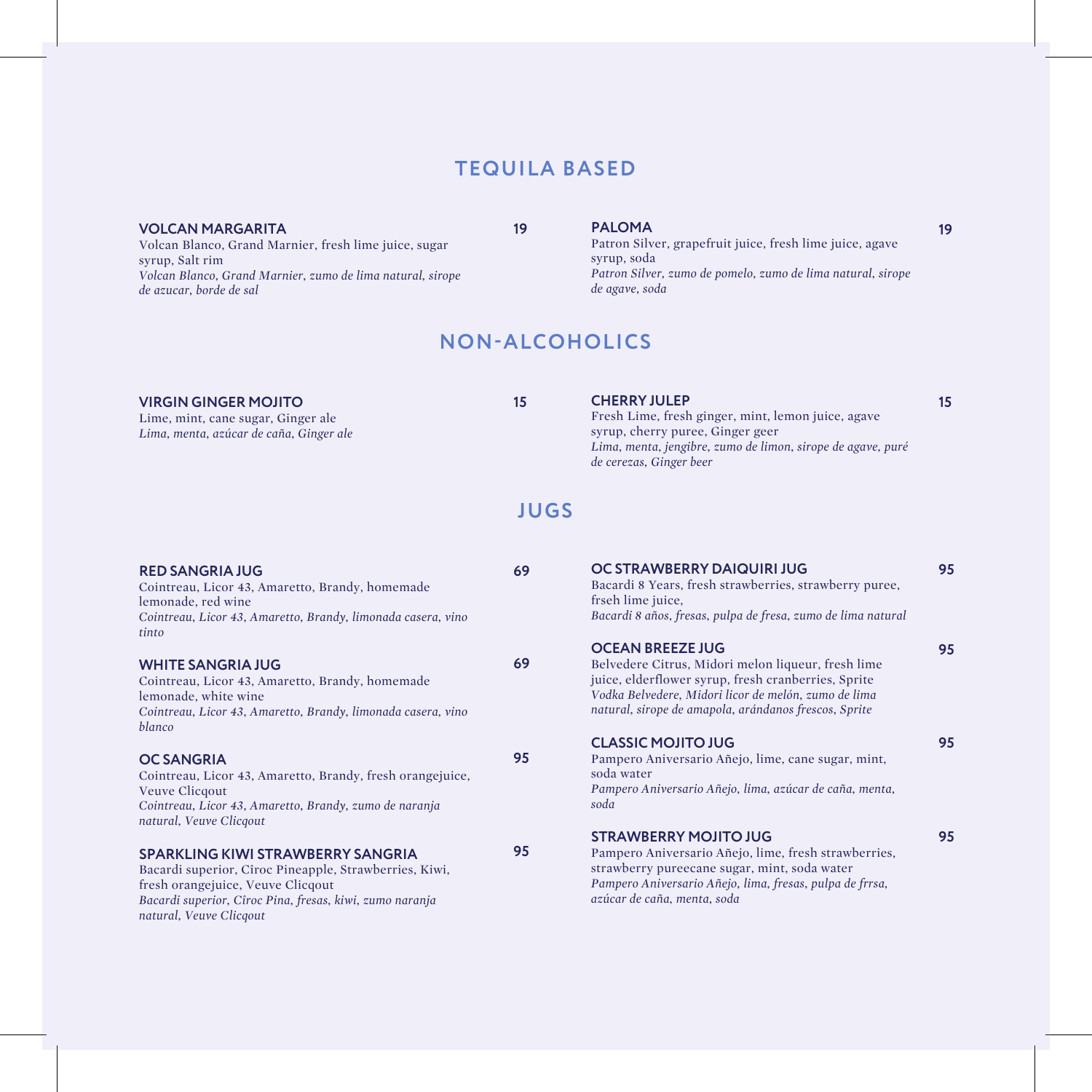## TEQUILA BASED

**VOLCAN MARGARITA** — **19**
Volcan Blanco, Grand Marnier, fresh lime juice, sugar syrup, Salt rim
*Volcan Blanco, Grand Marnier, zumo de lima natural, sirope de azucar, borde de sal*

**PALOMA** — **19**
Patron Silver, grapefruit juice, fresh lime juice, agave syrup, soda
*Patron Silver, zumo de pomelo, zumo de lima natural, sirope de agave, soda*

## NON-ALCOHOLICS

**VIRGIN GINGER MOJITO** — **15**
Lime, mint, cane sugar, Ginger ale
*Lima, menta, azúcar de caña, Ginger ale*

**CHERRY JULEP** — **15**
Fresh Lime, fresh ginger, mint, lemon juice, agave syrup, cherry puree, Ginger geer
*Lima, menta, jengibre, zumo de limon, sirope de agave, puré de cerezas, Ginger beer*

## JUGS

**RED SANGRIA JUG** — **69**
Cointreau, Licor 43, Amaretto, Brandy, homemade lemonade, red wine
*Cointreau, Licor 43, Amaretto, Brandy, limonada casera, vino tinto*

**WHITE SANGRIA JUG** — **69**
Cointreau, Licor 43, Amaretto, Brandy, homemade lemonade, white wine
*Cointreau, Licor 43, Amaretto, Brandy, limonada casera, vino blanco*

**OC SANGRIA** — **95**
Cointreau, Licor 43, Amaretto, Brandy, fresh orangejuice, Veuve Clicqout
*Cointreau, Licor 43, Amaretto, Brandy, zumo de naranja natural, Veuve Clicqout*

**SPARKLING KIWI STRAWBERRY SANGRIA** — **95**
Bacardi superior, Ciroc Pineapple, Strawberries, Kiwi, fresh orangejuice, Veuve Clicqout
*Bacardi superior, Ciroc Pina, fresas, kiwi, zumo naranja natural, Veuve Clicqout*

**OC STRAWBERRY DAIQUIRI JUG** — **95**
Bacardi 8 Years, fresh strawberries, strawberry puree, frseh lime juice,
*Bacardi 8 años, fresas, pulpa de fresa, zumo de lima natural*

**OCEAN BREEZE JUG** — **95**
Belvedere Citrus, Midori melon liqueur, fresh lime juice, elderflower syrup, fresh cranberries, Sprite
*Vodka Belvedere, Midori licor de melón, zumo de lima natural, sirope de amapola, arándanos frescos, Sprite*

**CLASSIC MOJITO JUG** — **95**
Pampero Aniversario Añejo, lime, cane sugar, mint, soda water
*Pampero Aniversario Añejo, lima, azúcar de caña, menta, soda*

**STRAWBERRY MOJITO JUG** — **95**
Pampero Aniversario Añejo, lime, fresh strawberries, strawberry pureecane sugar, mint, soda water
*Pampero Aniversario Añejo, lima, fresas, pulpa de frrsa, azúcar de caña, menta, soda*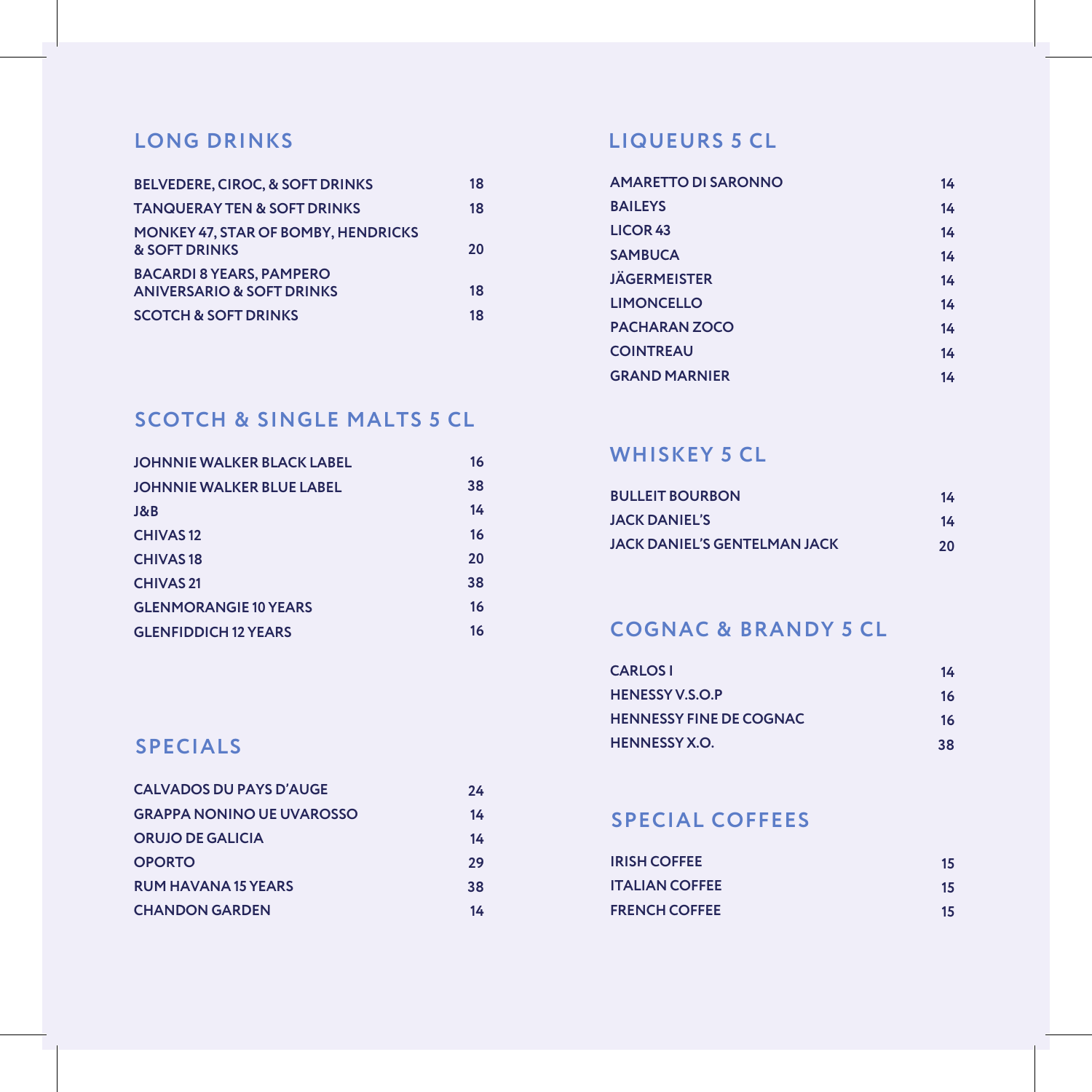## LONG DRINKS

| | |
|---|---|
| BELVEDERE, CIROC, & SOFT DRINKS | 18 |
| TANQUERAY TEN & SOFT DRINKS | 18 |
| MONKEY 47, STAR OF BOMBY, HENDRICKS & SOFT DRINKS | 20 |
| BACARDI 8 YEARS, PAMPERO ANIVERSARIO & SOFT DRINKS | 18 |
| SCOTCH & SOFT DRINKS | 18 |

## SCOTCH & SINGLE MALTS 5 CL

| | |
|---|---|
| JOHNNIE WALKER BLACK LABEL | 16 |
| JOHNNIE WALKER BLUE LABEL | 38 |
| J&B | 14 |
| CHIVAS 12 | 16 |
| CHIVAS 18 | 20 |
| CHIVAS 21 | 38 |
| GLENMORANGIE 10 YEARS | 16 |
| GLENFIDDICH 12 YEARS | 16 |

## SPECIALS

| | |
|---|---|
| CALVADOS DU PAYS D'AUGE | 24 |
| GRAPPA NONINO UE UVAROSSO | 14 |
| ORUJO DE GALICIA | 14 |
| OPORTO | 29 |
| RUM HAVANA 15 YEARS | 38 |
| CHANDON GARDEN | 14 |

## LIQUEURS 5 CL

| | |
|---|---|
| AMARETTO DI SARONNO | 14 |
| BAILEYS | 14 |
| LICOR 43 | 14 |
| SAMBUCA | 14 |
| JÄGERMEISTER | 14 |
| LIMONCELLO | 14 |
| PACHARAN ZOCO | 14 |
| COINTREAU | 14 |
| GRAND MARNIER | 14 |

## WHISKEY 5 CL

| | |
|---|---|
| BULLEIT BOURBON | 14 |
| JACK DANIEL'S | 14 |
| JACK DANIEL'S GENTELMAN JACK | 20 |

## COGNAC & BRANDY 5 CL

| | |
|---|---|
| CARLOS I | 14 |
| HENESSY V.S.O.P | 16 |
| HENNESSY FINE DE COGNAC | 16 |
| HENNESSY X.O. | 38 |

## SPECIAL COFFEES

| | |
|---|---|
| IRISH COFFEE | 15 |
| ITALIAN COFFEE | 15 |
| FRENCH COFFEE | 15 |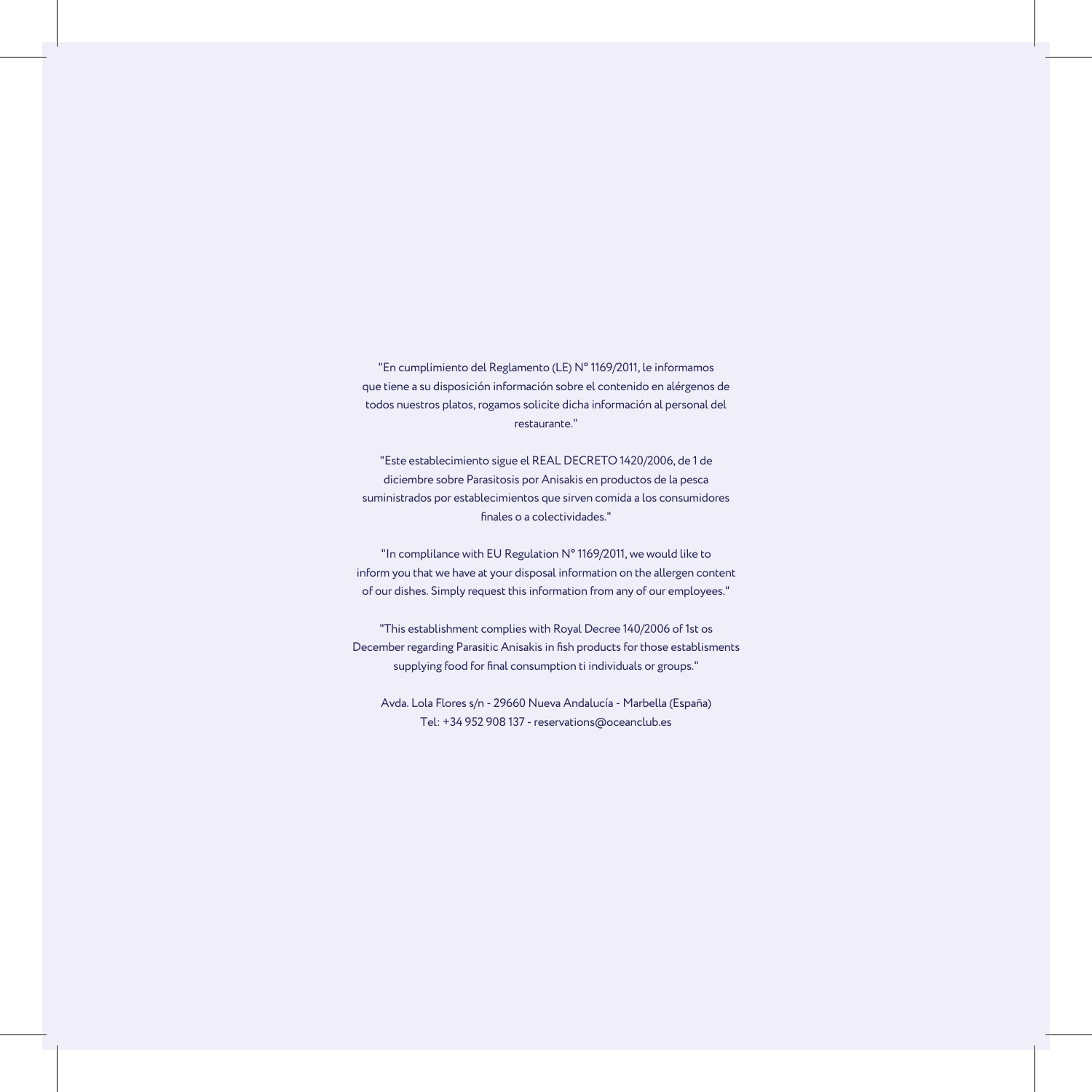"En cumplimiento del Reglamento (LE) Nº 1169/2011, le informamos que tiene a su disposición información sobre el contenido en alérgenos de todos nuestros platos, rogamos solicite dicha información al personal del restaurante."

"Este establecimiento sigue el REAL DECRETO 1420/2006, de 1 de diciembre sobre Parasitosis por Anisakis en productos de la pesca suministrados por establecimientos que sirven comida a los consumidores finales o a colectividades."

"In complilance with EU Regulation Nº 1169/2011, we would like to inform you that we have at your disposal information on the allergen content of our dishes. Simply request this information from any of our employees."

"This establishment complies with Royal Decree 140/2006 of 1st os December regarding Parasitic Anisakis in fish products for those establisments supplying food for final consumption ti individuals or groups."

Avda. Lola Flores s/n - 29660 Nueva Andalucía - Marbella (España)
Tel: +34 952 908 137 - reservations@oceanclub.es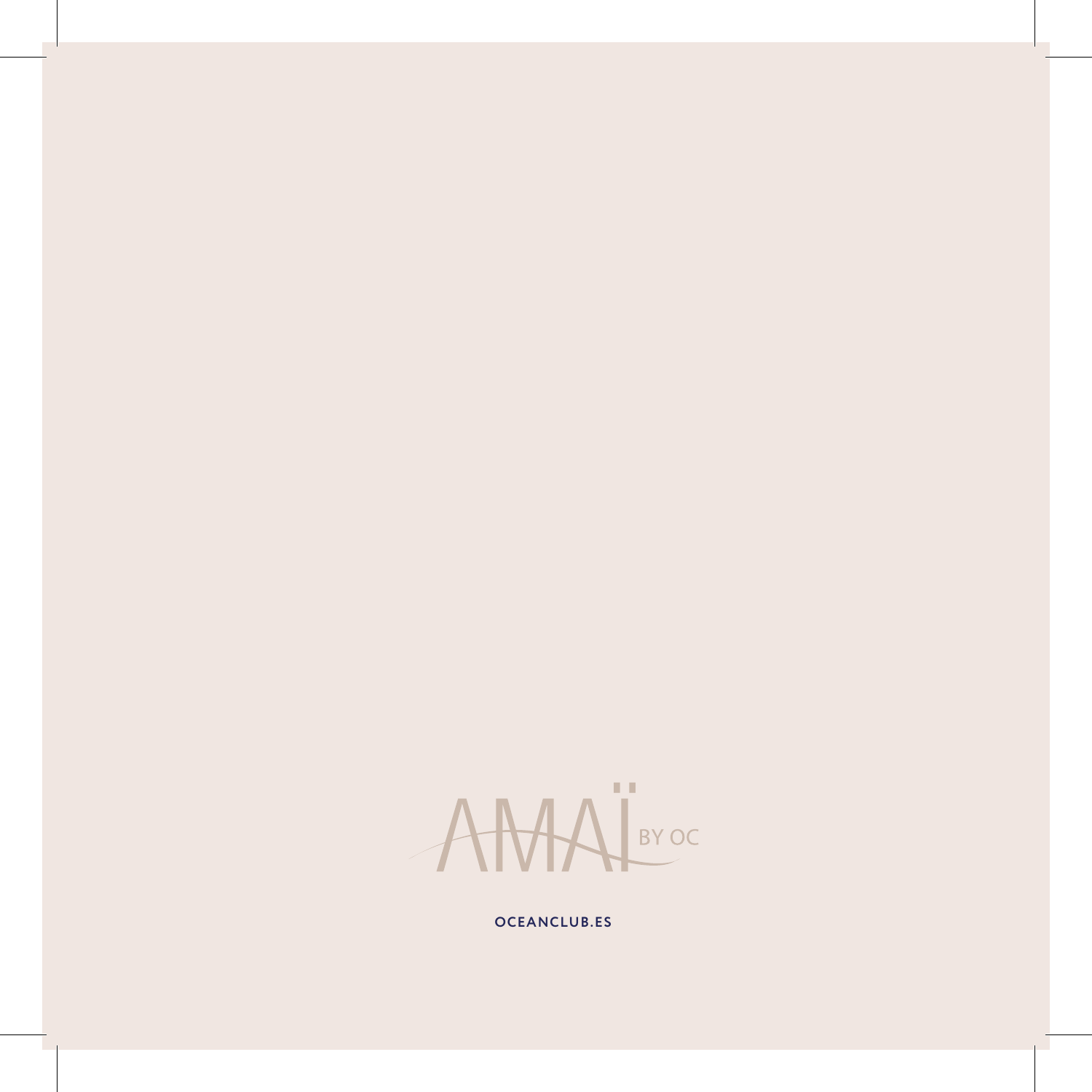AMAÏ BY OC

OCEANCLUB.ES